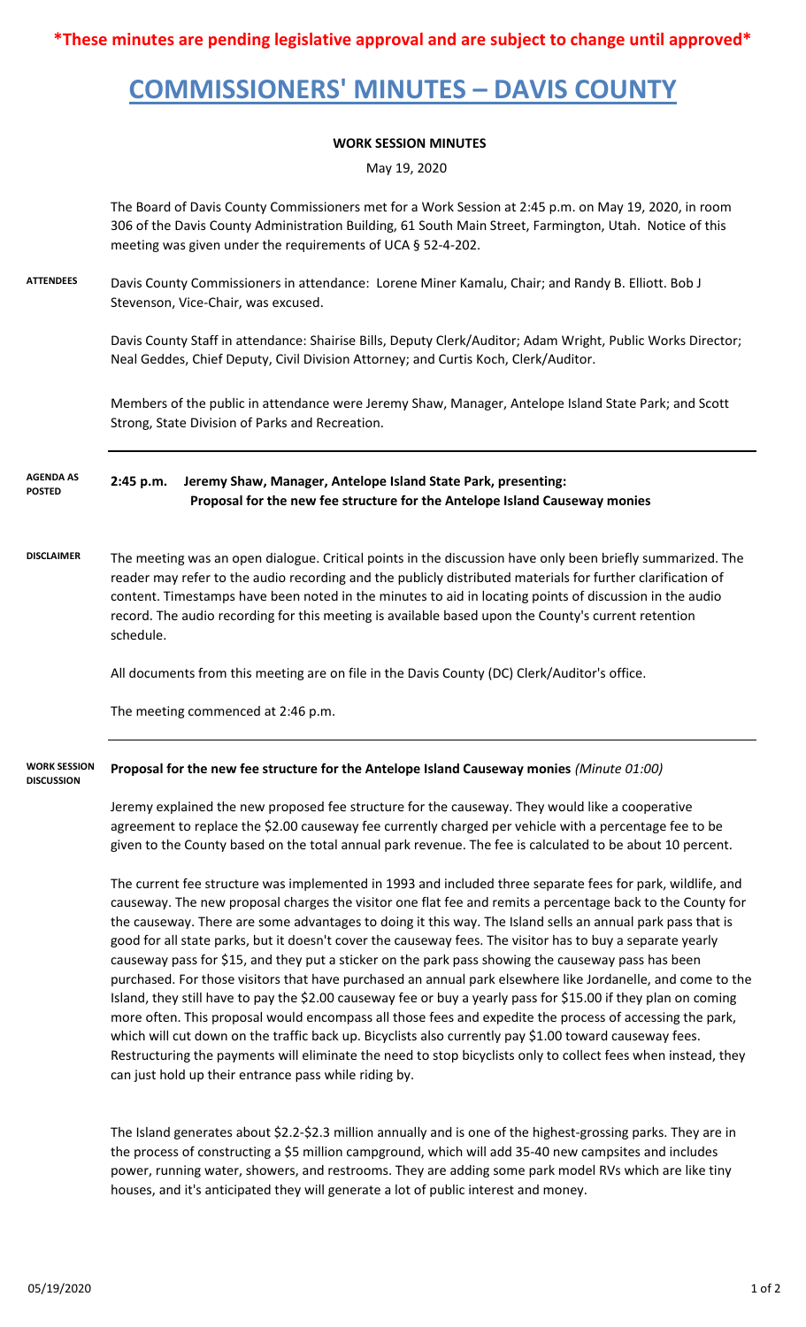**\*These minutes are pending legislative approval and are subject to change until approved\***

# COMMISSIONERS' MINUTES – DAVIS COUNTY

**WORK SESSION MINUTES**

May 19, 2020

The Board of Davis County Commissioners met for a Work Session at 2:45 p.m. on May 19, 2020, in room 306 of the Davis County Administration Building, 61 South Main Street, Farmington, Utah. Notice of this meeting was given under the requirements of UCA § 52-4-202.

**ATTENDEES**

Davis County Commissioners in attendance: Lorene Miner Kamalu, Chair; and Randy B. Elliott. Bob J Stevenson, Vice-Chair, was excused.

Davis County Staff in attendance: Shairise Bills, Deputy Clerk/Auditor; Adam Wright, Public Works Director; Neal Geddes, Chief Deputy, Civil Division Attorney; and Curtis Koch, Clerk/Auditor.

Members of the public in attendance were Jeremy Shaw, Manager, Antelope Island State Park; and Scott Strong, State Division of Parks and Recreation.

**AGENDA AS POSTED**

**2:45 p.m. Jeremy Shaw, Manager, Antelope Island State Park, presenting:**
**Proposal for the new fee structure for the Antelope Island Causeway monies**

**DISCLAIMER**

The meeting was an open dialogue. Critical points in the discussion have only been briefly summarized. The reader may refer to the audio recording and the publicly distributed materials for further clarification of content. Timestamps have been noted in the minutes to aid in locating points of discussion in the audio record. The audio recording for this meeting is available based upon the County's current retention schedule.

All documents from this meeting are on file in the Davis County (DC) Clerk/Auditor's office.

The meeting commenced at 2:46 p.m.

**WORK SESSION DISCUSSION**

**Proposal for the new fee structure for the Antelope Island Causeway monies** *(Minute 01:00)*

Jeremy explained the new proposed fee structure for the causeway. They would like a cooperative agreement to replace the $2.00 causeway fee currently charged per vehicle with a percentage fee to be given to the County based on the total annual park revenue. The fee is calculated to be about 10 percent.

The current fee structure was implemented in 1993 and included three separate fees for park, wildlife, and causeway. The new proposal charges the visitor one flat fee and remits a percentage back to the County for the causeway. There are some advantages to doing it this way. The Island sells an annual park pass that is good for all state parks, but it doesn't cover the causeway fees. The visitor has to buy a separate yearly causeway pass for $15, and they put a sticker on the park pass showing the causeway pass has been purchased. For those visitors that have purchased an annual park elsewhere like Jordanelle, and come to the Island, they still have to pay the $2.00 causeway fee or buy a yearly pass for $15.00 if they plan on coming more often. This proposal would encompass all those fees and expedite the process of accessing the park, which will cut down on the traffic back up. Bicyclists also currently pay $1.00 toward causeway fees. Restructuring the payments will eliminate the need to stop bicyclists only to collect fees when instead, they can just hold up their entrance pass while riding by.

The Island generates about $2.2-$2.3 million annually and is one of the highest-grossing parks. They are in the process of constructing a $5 million campground, which will add 35-40 new campsites and includes power, running water, showers, and restrooms. They are adding some park model RVs which are like tiny houses, and it's anticipated they will generate a lot of public interest and money.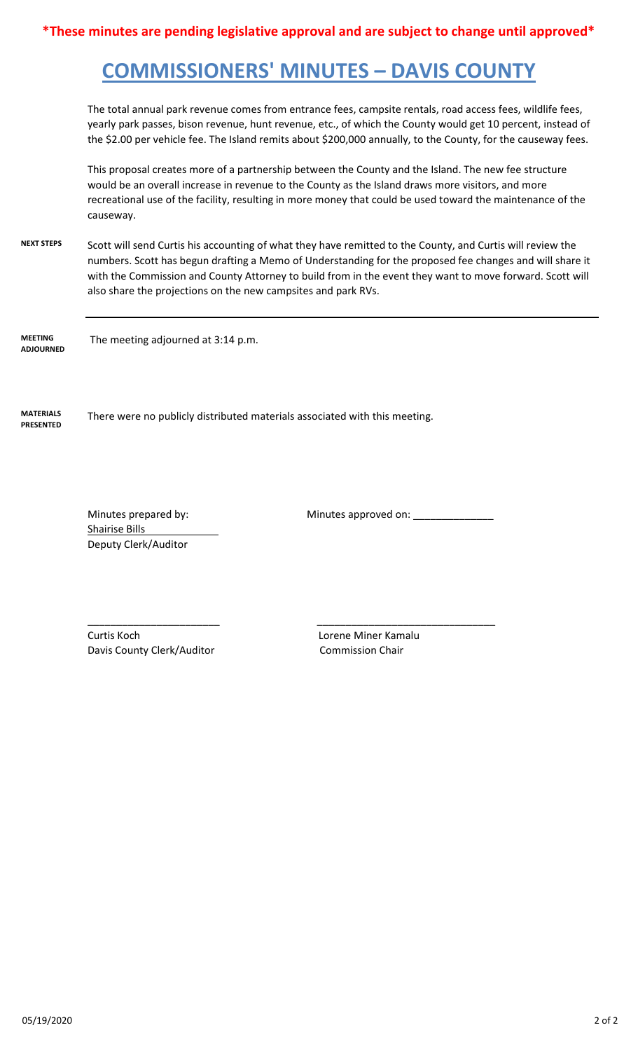**\*These minutes are pending legislative approval and are subject to change until approved\***

# COMMISSIONERS' MINUTES – DAVIS COUNTY

The total annual park revenue comes from entrance fees, campsite rentals, road access fees, wildlife fees, yearly park passes, bison revenue, hunt revenue, etc., of which the County would get 10 percent, instead of the $2.00 per vehicle fee. The Island remits about $200,000 annually, to the County, for the causeway fees.

This proposal creates more of a partnership between the County and the Island. The new fee structure would be an overall increase in revenue to the County as the Island draws more visitors, and more recreational use of the facility, resulting in more money that could be used toward the maintenance of the causeway.

**NEXT STEPS** Scott will send Curtis his accounting of what they have remitted to the County, and Curtis will review the numbers. Scott has begun drafting a Memo of Understanding for the proposed fee changes and will share it with the Commission and County Attorney to build from in the event they want to move forward. Scott will also share the projections on the new campsites and park RVs.

---

**MEETING ADJOURNED** The meeting adjourned at 3:14 p.m.

**MATERIALS PRESENTED** There were no publicly distributed materials associated with this meeting.

Minutes prepared by:
Shairise Bills
Deputy Clerk/Auditor

Minutes approved on: ______________

_______________________
Curtis Koch
Davis County Clerk/Auditor

_______________________________
Lorene Miner Kamalu
Commission Chair

05/19/2020